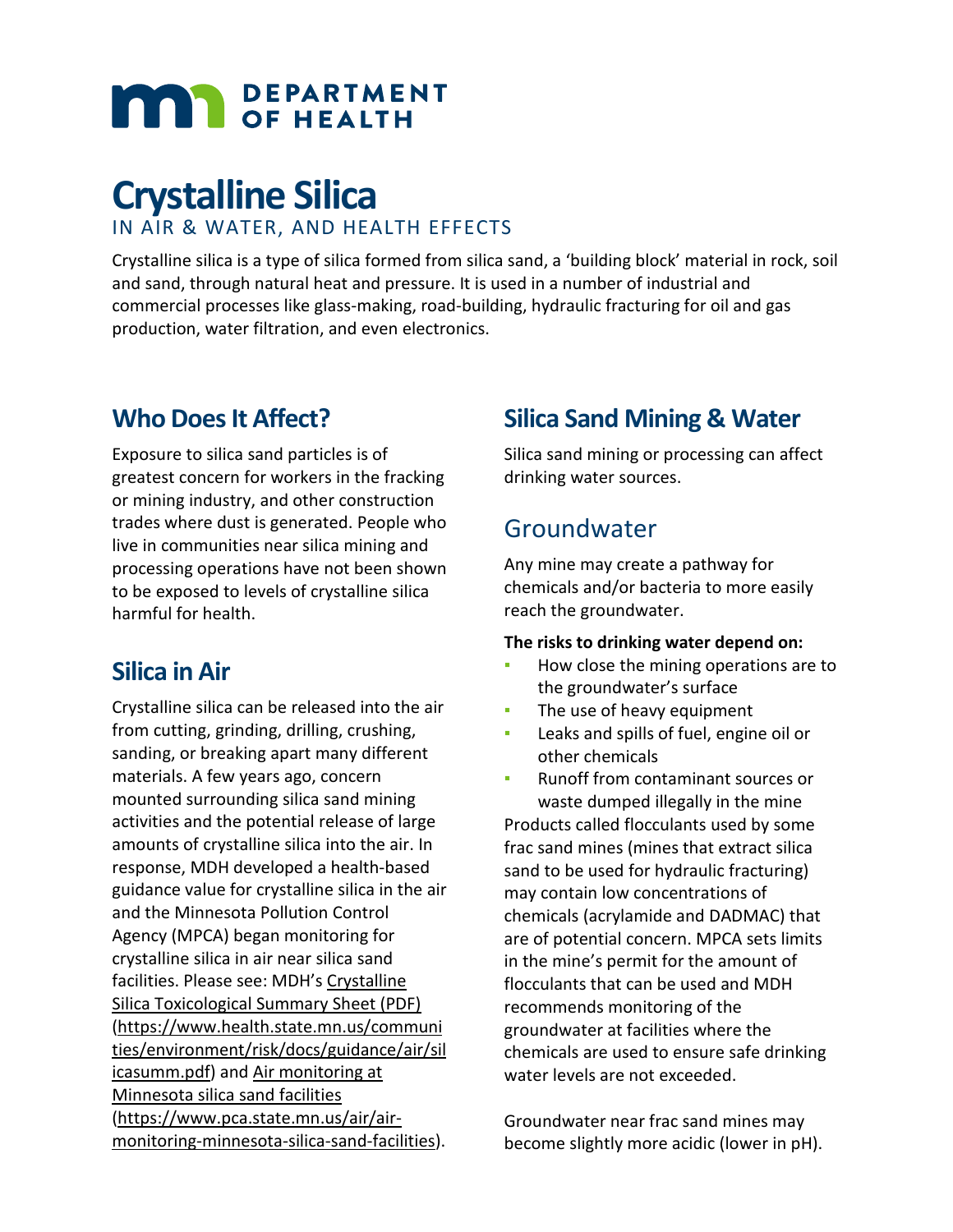DEPARTMENT OF HEALTH

# Crystalline Silica

IN AIR & WATER, AND HEALTH EFFECTS

Crystalline silica is a type of silica formed from silica sand, a 'building block' material in rock, soil and sand, through natural heat and pressure. It is used in a number of industrial and commercial processes like glass-making, road-building, hydraulic fracturing for oil and gas production, water filtration, and even electronics.

## Who Does It Affect?

Exposure to silica sand particles is of greatest concern for workers in the fracking or mining industry, and other construction trades where dust is generated. People who live in communities near silica mining and processing operations have not been shown to be exposed to levels of crystalline silica harmful for health.

## Silica in Air

Crystalline silica can be released into the air from cutting, grinding, drilling, crushing, sanding, or breaking apart many different materials. A few years ago, concern mounted surrounding silica sand mining activities and the potential release of large amounts of crystalline silica into the air. In response, MDH developed a health-based guidance value for crystalline silica in the air and the Minnesota Pollution Control Agency (MPCA) began monitoring for crystalline silica in air near silica sand facilities. Please see: MDH's Crystalline Silica Toxicological Summary Sheet (PDF) (https://www.health.state.mn.us/communities/environment/risk/docs/guidance/air/silicasumm.pdf) and Air monitoring at Minnesota silica sand facilities (https://www.pca.state.mn.us/air/air-monitoring-minnesota-silica-sand-facilities).

## Silica Sand Mining & Water

Silica sand mining or processing can affect drinking water sources.

## Groundwater

Any mine may create a pathway for chemicals and/or bacteria to more easily reach the groundwater.

**The risks to drinking water depend on:**

- How close the mining operations are to the groundwater's surface
- The use of heavy equipment
- Leaks and spills of fuel, engine oil or other chemicals
- Runoff from contaminant sources or waste dumped illegally in the mine

Products called flocculants used by some frac sand mines (mines that extract silica sand to be used for hydraulic fracturing) may contain low concentrations of chemicals (acrylamide and DADMAC) that are of potential concern. MPCA sets limits in the mine's permit for the amount of flocculants that can be used and MDH recommends monitoring of the groundwater at facilities where the chemicals are used to ensure safe drinking water levels are not exceeded.

Groundwater near frac sand mines may become slightly more acidic (lower in pH).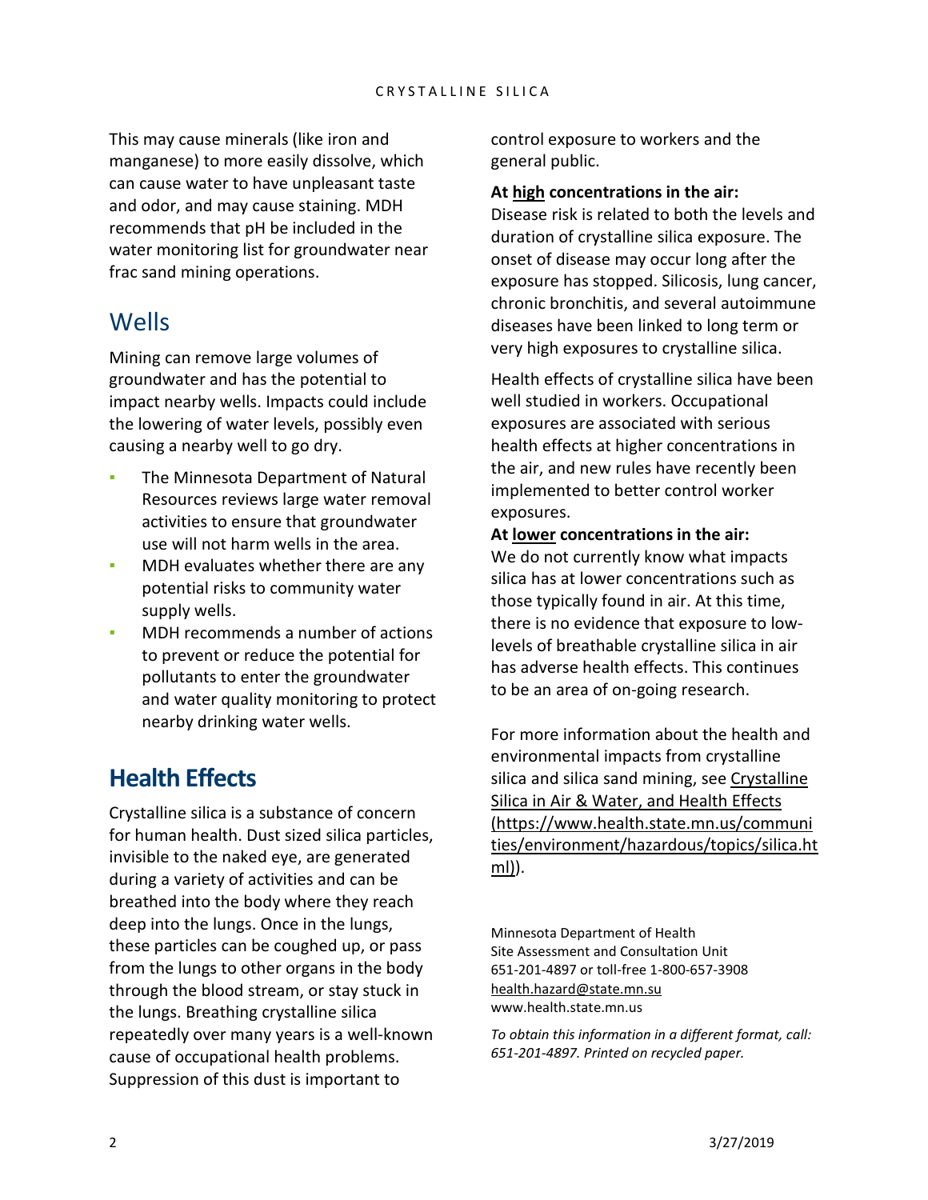This may cause minerals (like iron and manganese) to more easily dissolve, which can cause water to have unpleasant taste and odor, and may cause staining. MDH recommends that pH be included in the water monitoring list for groundwater near frac sand mining operations.

## Wells

Mining can remove large volumes of groundwater and has the potential to impact nearby wells. Impacts could include the lowering of water levels, possibly even causing a nearby well to go dry.

- The Minnesota Department of Natural Resources reviews large water removal activities to ensure that groundwater use will not harm wells in the area.
- MDH evaluates whether there are any potential risks to community water supply wells.
- MDH recommends a number of actions to prevent or reduce the potential for pollutants to enter the groundwater and water quality monitoring to protect nearby drinking water wells.

## Health Effects

Crystalline silica is a substance of concern for human health. Dust sized silica particles, invisible to the naked eye, are generated during a variety of activities and can be breathed into the body where they reach deep into the lungs. Once in the lungs, these particles can be coughed up, or pass from the lungs to other organs in the body through the blood stream, or stay stuck in the lungs. Breathing crystalline silica repeatedly over many years is a well-known cause of occupational health problems. Suppression of this dust is important to control exposure to workers and the general public.

**At high concentrations in the air:**
Disease risk is related to both the levels and duration of crystalline silica exposure. The onset of disease may occur long after the exposure has stopped. Silicosis, lung cancer, chronic bronchitis, and several autoimmune diseases have been linked to long term or very high exposures to crystalline silica.

Health effects of crystalline silica have been well studied in workers. Occupational exposures are associated with serious health effects at higher concentrations in the air, and new rules have recently been implemented to better control worker exposures.

**At lower concentrations in the air:**
We do not currently know what impacts silica has at lower concentrations such as those typically found in air. At this time, there is no evidence that exposure to low-levels of breathable crystalline silica in air has adverse health effects. This continues to be an area of on-going research.

For more information about the health and environmental impacts from crystalline silica and silica sand mining, see Crystalline Silica in Air & Water, and Health Effects (https://www.health.state.mn.us/communities/environment/hazardous/topics/silica.html)).

Minnesota Department of Health
Site Assessment and Consultation Unit
651-201-4897 or toll-free 1-800-657-3908
health.hazard@state.mn.su
www.health.state.mn.us

*To obtain this information in a different format, call: 651-201-4897. Printed on recycled paper.*

3/27/2019